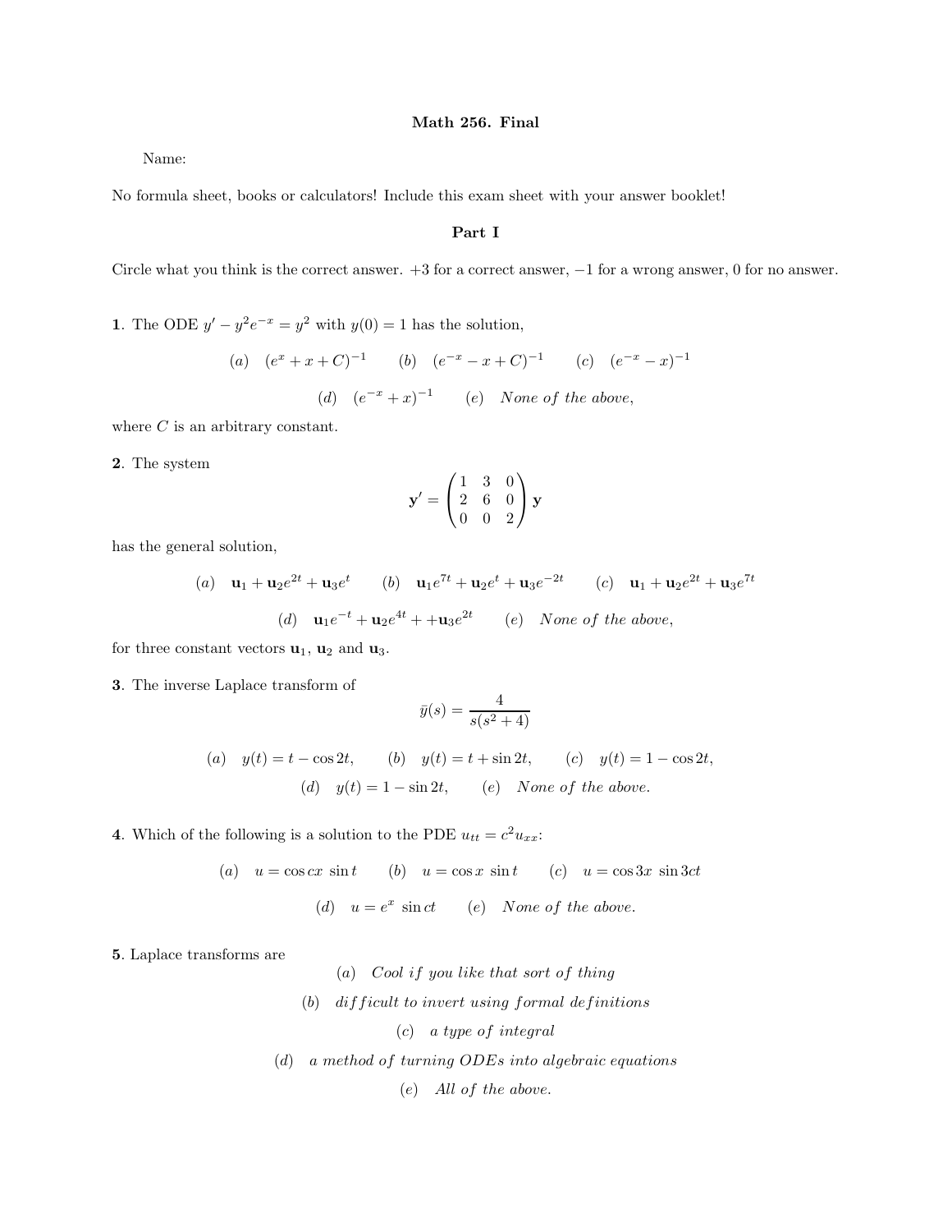**Math 256. Final**

Name:

No formula sheet, books or calculators! Include this exam sheet with your answer booklet!

**Part I**

Circle what you think is the correct answer. +3 for a correct answer, −1 for a wrong answer, 0 for no answer.

**1**. The ODE $y' - y^2 e^{-x} = y^2$ with $y(0) = 1$ has the solution,

$$(a) \quad (e^x + x + C)^{-1} \qquad (b) \quad (e^{-x} - x + C)^{-1} \qquad (c) \quad (e^{-x} - x)^{-1}$$

$$(d) \quad (e^{-x} + x)^{-1} \qquad (e) \quad \textit{None of the above},$$

where $C$ is an arbitrary constant.

**2**. The system

$$\mathbf{y}' = \begin{pmatrix} 1 & 3 & 0 \\ 2 & 6 & 0 \\ 0 & 0 & 2 \end{pmatrix} \mathbf{y}$$

has the general solution,

$$(a) \quad \mathbf{u}_1 + \mathbf{u}_2 e^{2t} + \mathbf{u}_3 e^{t} \qquad (b) \quad \mathbf{u}_1 e^{7t} + \mathbf{u}_2 e^{t} + \mathbf{u}_3 e^{-2t} \qquad (c) \quad \mathbf{u}_1 + \mathbf{u}_2 e^{2t} + \mathbf{u}_3 e^{7t}$$

$$(d) \quad \mathbf{u}_1 e^{-t} + \mathbf{u}_2 e^{4t} + +\mathbf{u}_3 e^{2t} \qquad (e) \quad \textit{None of the above},$$

for three constant vectors $\mathbf{u}_1$, $\mathbf{u}_2$ and $\mathbf{u}_3$.

**3**. The inverse Laplace transform of

$$\bar{y}(s) = \frac{4}{s(s^2 + 4)}$$

$$(a) \quad y(t) = t - \cos 2t, \qquad (b) \quad y(t) = t + \sin 2t, \qquad (c) \quad y(t) = 1 - \cos 2t,$$

$$(d) \quad y(t) = 1 - \sin 2t, \qquad (e) \quad \textit{None of the above.}$$

**4**. Which of the following is a solution to the PDE $u_{tt} = c^2 u_{xx}$:

$$(a) \quad u = \cos cx \, \sin t \qquad (b) \quad u = \cos x \, \sin t \qquad (c) \quad u = \cos 3x \, \sin 3ct$$

$$(d) \quad u = e^x \, \sin ct \qquad (e) \quad \textit{None of the above.}$$

**5**. Laplace transforms are

(a) *Cool if you like that sort of thing*

(b) *difficult to invert using formal definitions*

(c) *a type of integral*

(d) *a method of turning ODEs into algebraic equations*

(e) *All of the above.*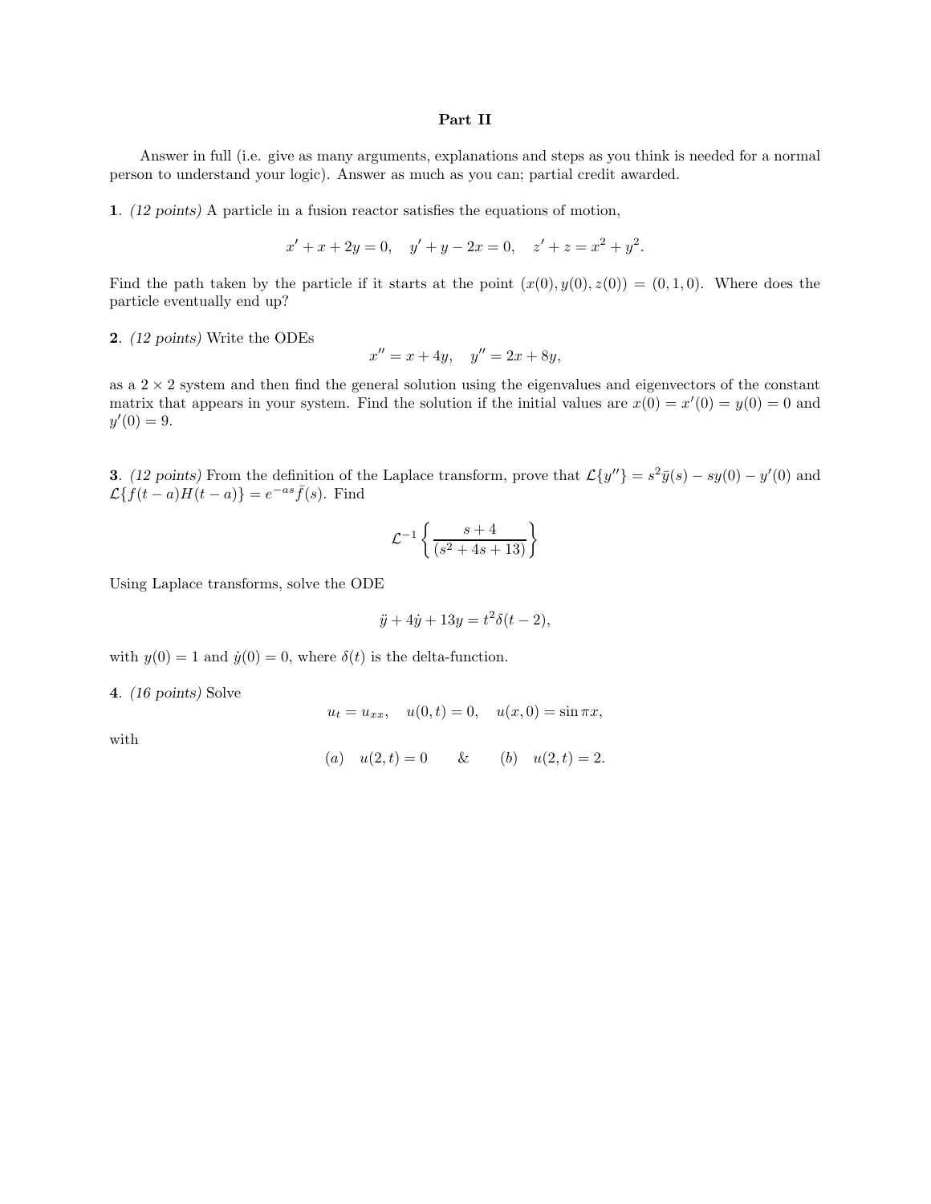## Part II

Answer in full (i.e. give as many arguments, explanations and steps as you think is needed for a normal person to understand your logic). Answer as much as you can; partial credit awarded.

**1**. *(12 points)* A particle in a fusion reactor satisfies the equations of motion,

$$x' + x + 2y = 0, \quad y' + y - 2x = 0, \quad z' + z = x^2 + y^2.$$

Find the path taken by the particle if it starts at the point $(x(0), y(0), z(0)) = (0, 1, 0)$. Where does the particle eventually end up?

**2**. *(12 points)* Write the ODEs

$$x'' = x + 4y, \quad y'' = 2x + 8y,$$

as a $2 \times 2$ system and then find the general solution using the eigenvalues and eigenvectors of the constant matrix that appears in your system. Find the solution if the initial values are $x(0) = x'(0) = y(0) = 0$ and $y'(0) = 9$.

**3**. *(12 points)* From the definition of the Laplace transform, prove that $\mathcal{L}\{y''\} = s^2\bar{y}(s) - sy(0) - y'(0)$ and $\mathcal{L}\{f(t-a)H(t-a)\} = e^{-as}\bar{f}(s)$. Find

$$\mathcal{L}^{-1}\left\{\frac{s+4}{(s^2+4s+13)}\right\}$$

Using Laplace transforms, solve the ODE

$$\ddot{y} + 4\dot{y} + 13y = t^2\delta(t-2),$$

with $y(0) = 1$ and $\dot{y}(0) = 0$, where $\delta(t)$ is the delta-function.

**4**. *(16 points)* Solve

$$u_t = u_{xx}, \quad u(0,t) = 0, \quad u(x,0) = \sin \pi x,$$

with

$$(a) \quad u(2,t) = 0 \qquad \& \qquad (b) \quad u(2,t) = 2.$$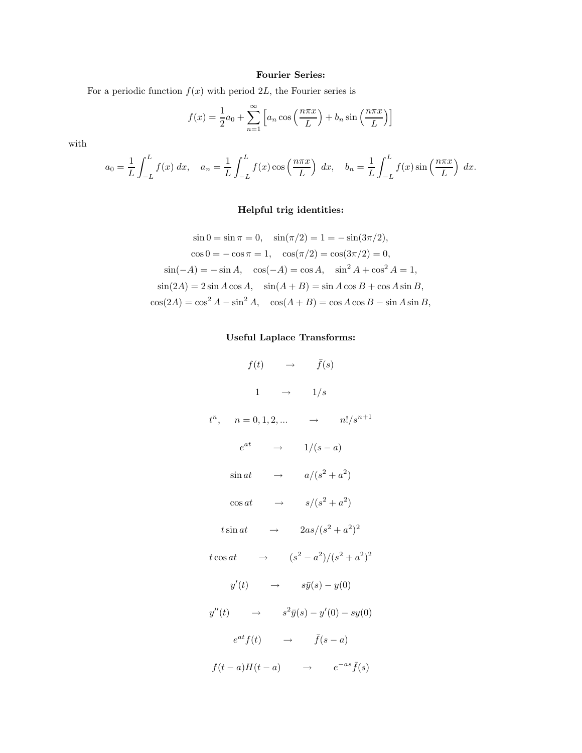**Fourier Series:**

For a periodic function $f(x)$ with period $2L$, the Fourier series is

$$f(x) = \frac{1}{2}a_0 + \sum_{n=1}^{\infty} \left[ a_n \cos\left(\frac{n\pi x}{L}\right) + b_n \sin\left(\frac{n\pi x}{L}\right) \right]$$

with

$$a_0 = \frac{1}{L}\int_{-L}^{L} f(x)\, dx, \quad a_n = \frac{1}{L}\int_{-L}^{L} f(x)\cos\left(\frac{n\pi x}{L}\right)\, dx, \quad b_n = \frac{1}{L}\int_{-L}^{L} f(x)\sin\left(\frac{n\pi x}{L}\right)\, dx.$$

**Helpful trig identities:**

$$\sin 0 = \sin \pi = 0, \quad \sin(\pi/2) = 1 = -\sin(3\pi/2),$$

$$\cos 0 = -\cos \pi = 1, \quad \cos(\pi/2) = \cos(3\pi/2) = 0,$$

$$\sin(-A) = -\sin A, \quad \cos(-A) = \cos A, \quad \sin^2 A + \cos^2 A = 1,$$

$$\sin(2A) = 2\sin A \cos A, \quad \sin(A+B) = \sin A \cos B + \cos A \sin B,$$

$$\cos(2A) = \cos^2 A - \sin^2 A, \quad \cos(A+B) = \cos A \cos B - \sin A \sin B,$$

**Useful Laplace Transforms:**

$$f(t) \quad \rightarrow \quad \bar{f}(s)$$

$$1 \quad \rightarrow \quad 1/s$$

$$t^n, \quad n = 0, 1, 2, ... \quad \rightarrow \quad n!/s^{n+1}$$

$$e^{at} \quad \rightarrow \quad 1/(s-a)$$

$$\sin at \quad \rightarrow \quad a/(s^2+a^2)$$

$$\cos at \quad \rightarrow \quad s/(s^2+a^2)$$

$$t \sin at \quad \rightarrow \quad 2as/(s^2+a^2)^2$$

$$t \cos at \quad \rightarrow \quad (s^2-a^2)/(s^2+a^2)^2$$

$$y'(t) \quad \rightarrow \quad s\bar{y}(s) - y(0)$$

$$y''(t) \quad \rightarrow \quad s^2\bar{y}(s) - y'(0) - sy(0)$$

$$e^{at}f(t) \quad \rightarrow \quad \bar{f}(s-a)$$

$$f(t-a)H(t-a) \quad \rightarrow \quad e^{-as}\bar{f}(s)$$